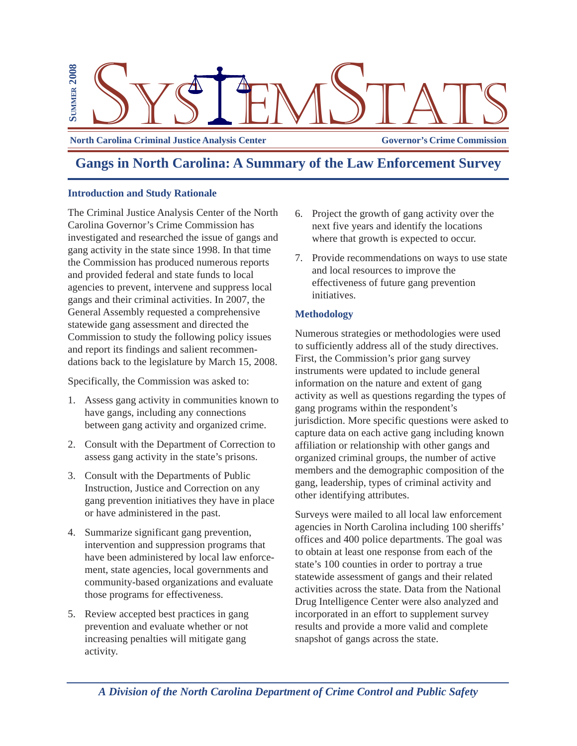Summer 2008

# SystemStats

**North Carolina Criminal Justice Analysis Center** | **Governor's Crime Commission**

## Gangs in North Carolina: A Summary of the Law Enforcement Survey

### Introduction and Study Rationale

The Criminal Justice Analysis Center of the North Carolina Governor's Crime Commission has investigated and researched the issue of gangs and gang activity in the state since 1998. In that time the Commission has produced numerous reports and provided federal and state funds to local agencies to prevent, intervene and suppress local gangs and their criminal activities. In 2007, the General Assembly requested a comprehensive statewide gang assessment and directed the Commission to study the following policy issues and report its findings and salient recommendations back to the legislature by March 15, 2008.

Specifically, the Commission was asked to:

1. Assess gang activity in communities known to have gangs, including any connections between gang activity and organized crime.
2. Consult with the Department of Correction to assess gang activity in the state's prisons.
3. Consult with the Departments of Public Instruction, Justice and Correction on any gang prevention initiatives they have in place or have administered in the past.
4. Summarize significant gang prevention, intervention and suppression programs that have been administered by local law enforcement, state agencies, local governments and community-based organizations and evaluate those programs for effectiveness.
5. Review accepted best practices in gang prevention and evaluate whether or not increasing penalties will mitigate gang activity.
6. Project the growth of gang activity over the next five years and identify the locations where that growth is expected to occur.
7. Provide recommendations on ways to use state and local resources to improve the effectiveness of future gang prevention initiatives.

### Methodology

Numerous strategies or methodologies were used to sufficiently address all of the study directives. First, the Commission's prior gang survey instruments were updated to include general information on the nature and extent of gang activity as well as questions regarding the types of gang programs within the respondent's jurisdiction. More specific questions were asked to capture data on each active gang including known affiliation or relationship with other gangs and organized criminal groups, the number of active members and the demographic composition of the gang, leadership, types of criminal activity and other identifying attributes.

Surveys were mailed to all local law enforcement agencies in North Carolina including 100 sheriffs' offices and 400 police departments. The goal was to obtain at least one response from each of the state's 100 counties in order to portray a true statewide assessment of gangs and their related activities across the state. Data from the National Drug Intelligence Center were also analyzed and incorporated in an effort to supplement survey results and provide a more valid and complete snapshot of gangs across the state.

*A Division of the North Carolina Department of Crime Control and Public Safety*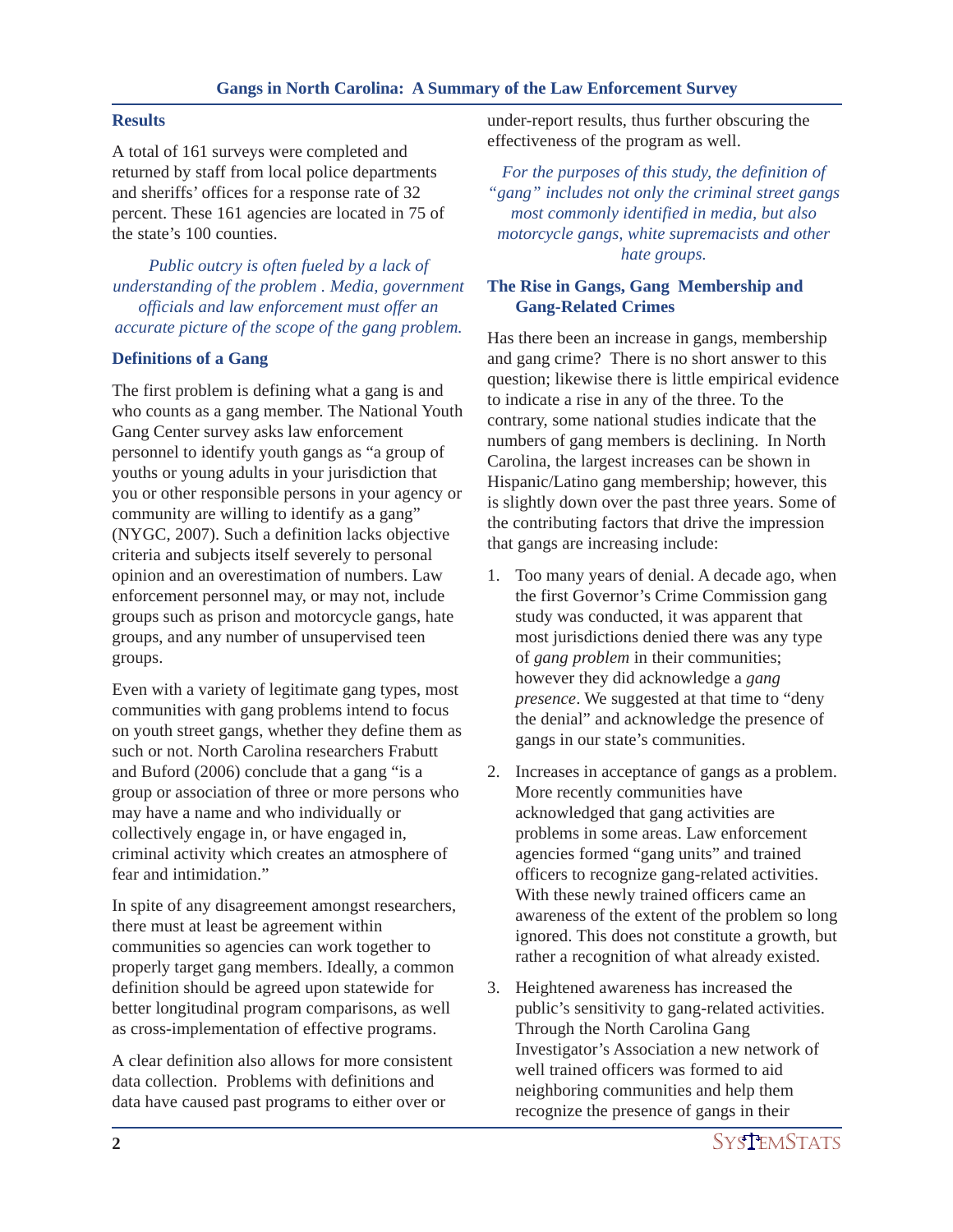## Results

A total of 161 surveys were completed and returned by staff from local police departments and sheriffs' offices for a response rate of 32 percent. These 161 agencies are located in 75 of the state's 100 counties.

*Public outcry is often fueled by a lack of understanding of the problem . Media, government officials and law enforcement must offer an accurate picture of the scope of the gang problem.*

## Definitions of a Gang

The first problem is defining what a gang is and who counts as a gang member. The National Youth Gang Center survey asks law enforcement personnel to identify youth gangs as "a group of youths or young adults in your jurisdiction that you or other responsible persons in your agency or community are willing to identify as a gang" (NYGC, 2007). Such a definition lacks objective criteria and subjects itself severely to personal opinion and an overestimation of numbers. Law enforcement personnel may, or may not, include groups such as prison and motorcycle gangs, hate groups, and any number of unsupervised teen groups.

Even with a variety of legitimate gang types, most communities with gang problems intend to focus on youth street gangs, whether they define them as such or not. North Carolina researchers Frabutt and Buford (2006) conclude that a gang "is a group or association of three or more persons who may have a name and who individually or collectively engage in, or have engaged in, criminal activity which creates an atmosphere of fear and intimidation."

In spite of any disagreement amongst researchers, there must at least be agreement within communities so agencies can work together to properly target gang members. Ideally, a common definition should be agreed upon statewide for better longitudinal program comparisons, as well as cross-implementation of effective programs.

A clear definition also allows for more consistent data collection. Problems with definitions and data have caused past programs to either over or under-report results, thus further obscuring the effectiveness of the program as well.

*For the purposes of this study, the definition of "gang" includes not only the criminal street gangs most commonly identified in media, but also motorcycle gangs, white supremacists and other hate groups.*

## The Rise in Gangs, Gang Membership and Gang-Related Crimes

Has there been an increase in gangs, membership and gang crime? There is no short answer to this question; likewise there is little empirical evidence to indicate a rise in any of the three. To the contrary, some national studies indicate that the numbers of gang members is declining. In North Carolina, the largest increases can be shown in Hispanic/Latino gang membership; however, this is slightly down over the past three years. Some of the contributing factors that drive the impression that gangs are increasing include:

1. Too many years of denial. A decade ago, when the first Governor's Crime Commission gang study was conducted, it was apparent that most jurisdictions denied there was any type of *gang problem* in their communities; however they did acknowledge a *gang presence*. We suggested at that time to "deny the denial" and acknowledge the presence of gangs in our state's communities.

2. Increases in acceptance of gangs as a problem. More recently communities have acknowledged that gang activities are problems in some areas. Law enforcement agencies formed "gang units" and trained officers to recognize gang-related activities. With these newly trained officers came an awareness of the extent of the problem so long ignored. This does not constitute a growth, but rather a recognition of what already existed.

3. Heightened awareness has increased the public's sensitivity to gang-related activities. Through the North Carolina Gang Investigator's Association a new network of well trained officers was formed to aid neighboring communities and help them recognize the presence of gangs in their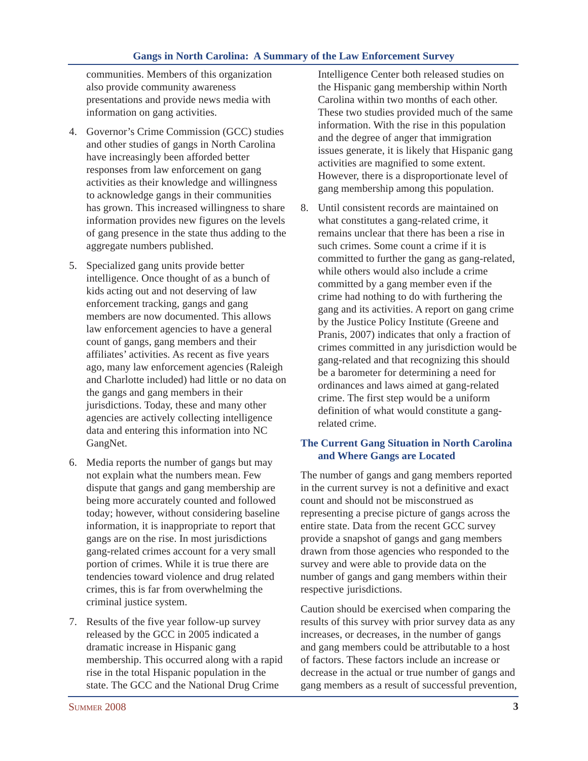communities. Members of this organization also provide community awareness presentations and provide news media with information on gang activities.

4. Governor's Crime Commission (GCC) studies and other studies of gangs in North Carolina have increasingly been afforded better responses from law enforcement on gang activities as their knowledge and willingness to acknowledge gangs in their communities has grown. This increased willingness to share information provides new figures on the levels of gang presence in the state thus adding to the aggregate numbers published.

5. Specialized gang units provide better intelligence. Once thought of as a bunch of kids acting out and not deserving of law enforcement tracking, gangs and gang members are now documented. This allows law enforcement agencies to have a general count of gangs, gang members and their affiliates' activities. As recent as five years ago, many law enforcement agencies (Raleigh and Charlotte included) had little or no data on the gangs and gang members in their jurisdictions. Today, these and many other agencies are actively collecting intelligence data and entering this information into NC GangNet.

6. Media reports the number of gangs but may not explain what the numbers mean. Few dispute that gangs and gang membership are being more accurately counted and followed today; however, without considering baseline information, it is inappropriate to report that gangs are on the rise. In most jurisdictions gang-related crimes account for a very small portion of crimes. While it is true there are tendencies toward violence and drug related crimes, this is far from overwhelming the criminal justice system.

7. Results of the five year follow-up survey released by the GCC in 2005 indicated a dramatic increase in Hispanic gang membership. This occurred along with a rapid rise in the total Hispanic population in the state. The GCC and the National Drug Crime Intelligence Center both released studies on the Hispanic gang membership within North Carolina within two months of each other. These two studies provided much of the same information. With the rise in this population and the degree of anger that immigration issues generate, it is likely that Hispanic gang activities are magnified to some extent. However, there is a disproportionate level of gang membership among this population.

8. Until consistent records are maintained on what constitutes a gang-related crime, it remains unclear that there has been a rise in such crimes. Some count a crime if it is committed to further the gang as gang-related, while others would also include a crime committed by a gang member even if the crime had nothing to do with furthering the gang and its activities. A report on gang crime by the Justice Policy Institute (Greene and Pranis, 2007) indicates that only a fraction of crimes committed in any jurisdiction would be gang-related and that recognizing this should be a barometer for determining a need for ordinances and laws aimed at gang-related crime. The first step would be a uniform definition of what would constitute a gang-related crime.

## The Current Gang Situation in North Carolina and Where Gangs are Located

The number of gangs and gang members reported in the current survey is not a definitive and exact count and should not be misconstrued as representing a precise picture of gangs across the entire state. Data from the recent GCC survey provide a snapshot of gangs and gang members drawn from those agencies who responded to the survey and were able to provide data on the number of gangs and gang members within their respective jurisdictions.

Caution should be exercised when comparing the results of this survey with prior survey data as any increases, or decreases, in the number of gangs and gang members could be attributable to a host of factors. These factors include an increase or decrease in the actual or true number of gangs and gang members as a result of successful prevention,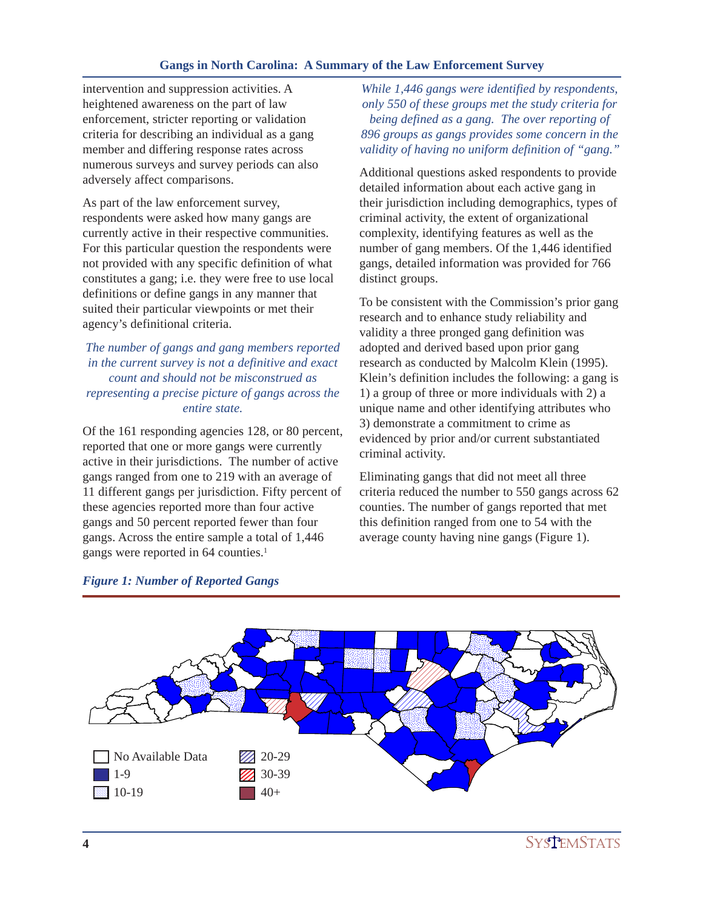intervention and suppression activities. A heightened awareness on the part of law enforcement, stricter reporting or validation criteria for describing an individual as a gang member and differing response rates across numerous surveys and survey periods can also adversely affect comparisons.

As part of the law enforcement survey, respondents were asked how many gangs are currently active in their respective communities. For this particular question the respondents were not provided with any specific definition of what constitutes a gang; i.e. they were free to use local definitions or define gangs in any manner that suited their particular viewpoints or met their agency's definitional criteria.

*The number of gangs and gang members reported in the current survey is not a definitive and exact count and should not be misconstrued as representing a precise picture of gangs across the entire state.*

Of the 161 responding agencies 128, or 80 percent, reported that one or more gangs were currently active in their jurisdictions. The number of active gangs ranged from one to 219 with an average of 11 different gangs per jurisdiction. Fifty percent of these agencies reported more than four active gangs and 50 percent reported fewer than four gangs. Across the entire sample a total of 1,446 gangs were reported in 64 counties.[1]

*While 1,446 gangs were identified by respondents, only 550 of these groups met the study criteria for being defined as a gang. The over reporting of 896 groups as gangs provides some concern in the validity of having no uniform definition of "gang."*

Additional questions asked respondents to provide detailed information about each active gang in their jurisdiction including demographics, types of criminal activity, the extent of organizational complexity, identifying features as well as the number of gang members. Of the 1,446 identified gangs, detailed information was provided for 766 distinct groups.

To be consistent with the Commission's prior gang research and to enhance study reliability and validity a three pronged gang definition was adopted and derived based upon prior gang research as conducted by Malcolm Klein (1995). Klein's definition includes the following: a gang is 1) a group of three or more individuals with 2) a unique name and other identifying attributes who 3) demonstrate a commitment to crime as evidenced by prior and/or current substantiated criminal activity.

Eliminating gangs that did not meet all three criteria reduced the number to 550 gangs across 62 counties. The number of gangs reported that met this definition ranged from one to 54 with the average county having nine gangs (Figure 1).

*Figure 1: Number of Reported Gangs*

No Available Data
1-9
10-19
20-29
30-39
40+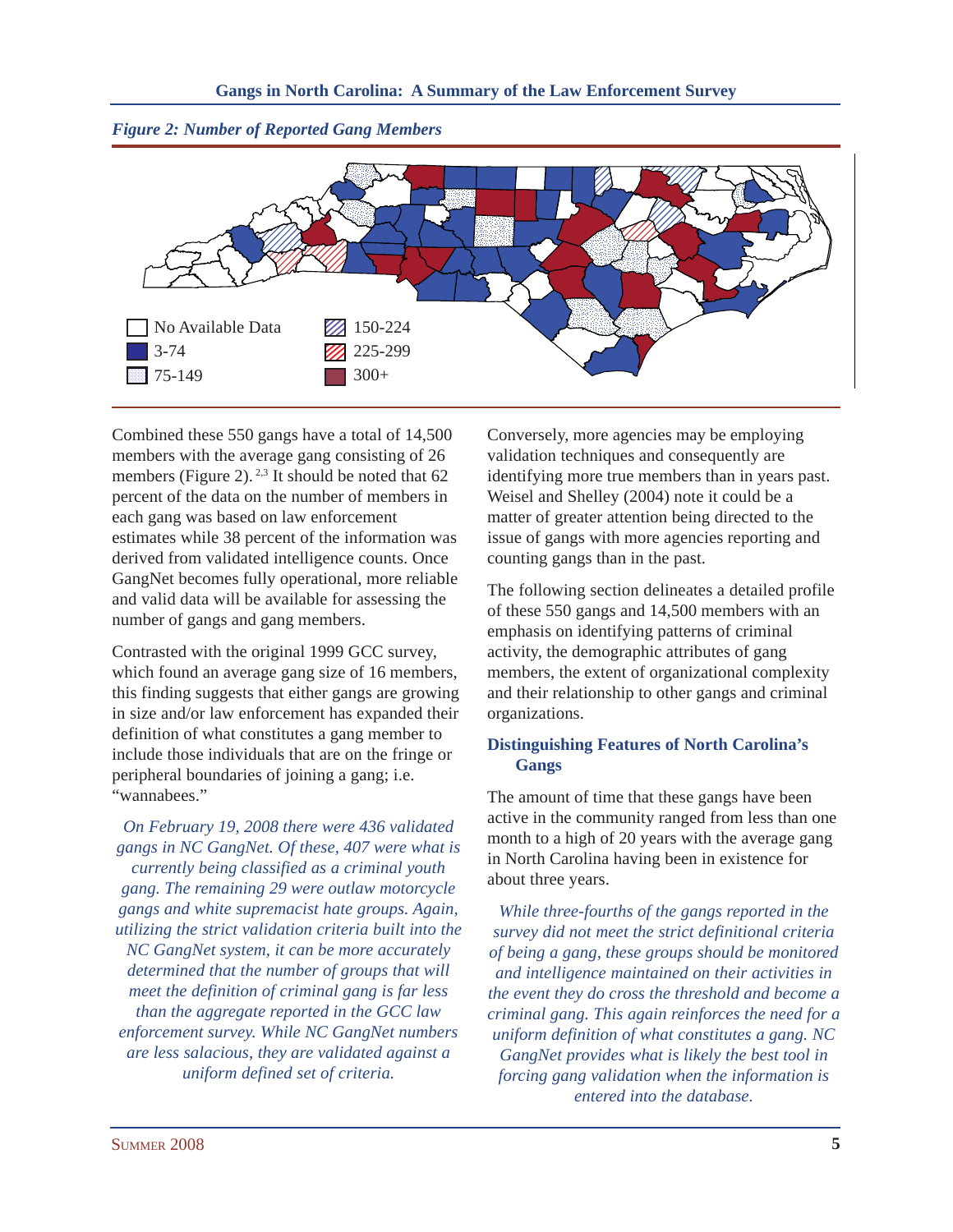*Figure 2: Number of Reported Gang Members*

No Available Data
3-74
75-149
150-224
225-299
300+

Combined these 550 gangs have a total of 14,500 members with the average gang consisting of 26 members (Figure 2).[2,3] It should be noted that 62 percent of the data on the number of members in each gang was based on law enforcement estimates while 38 percent of the information was derived from validated intelligence counts. Once GangNet becomes fully operational, more reliable and valid data will be available for assessing the number of gangs and gang members.

Contrasted with the original 1999 GCC survey, which found an average gang size of 16 members, this finding suggests that either gangs are growing in size and/or law enforcement has expanded their definition of what constitutes a gang member to include those individuals that are on the fringe or peripheral boundaries of joining a gang; i.e. "wannabees."

*On February 19, 2008 there were 436 validated gangs in NC GangNet. Of these, 407 were what is currently being classified as a criminal youth gang. The remaining 29 were outlaw motorcycle gangs and white supremacist hate groups. Again, utilizing the strict validation criteria built into the NC GangNet system, it can be more accurately determined that the number of groups that will meet the definition of criminal gang is far less than the aggregate reported in the GCC law enforcement survey. While NC GangNet numbers are less salacious, they are validated against a uniform defined set of criteria.*

Conversely, more agencies may be employing validation techniques and consequently are identifying more true members than in years past. Weisel and Shelley (2004) note it could be a matter of greater attention being directed to the issue of gangs with more agencies reporting and counting gangs than in the past.

The following section delineates a detailed profile of these 550 gangs and 14,500 members with an emphasis on identifying patterns of criminal activity, the demographic attributes of gang members, the extent of organizational complexity and their relationship to other gangs and criminal organizations.

## Distinguishing Features of North Carolina's Gangs

The amount of time that these gangs have been active in the community ranged from less than one month to a high of 20 years with the average gang in North Carolina having been in existence for about three years.

*While three-fourths of the gangs reported in the survey did not meet the strict definitional criteria of being a gang, these groups should be monitored and intelligence maintained on their activities in the event they do cross the threshold and become a criminal gang. This again reinforces the need for a uniform definition of what constitutes a gang. NC GangNet provides what is likely the best tool in forcing gang validation when the information is entered into the database.*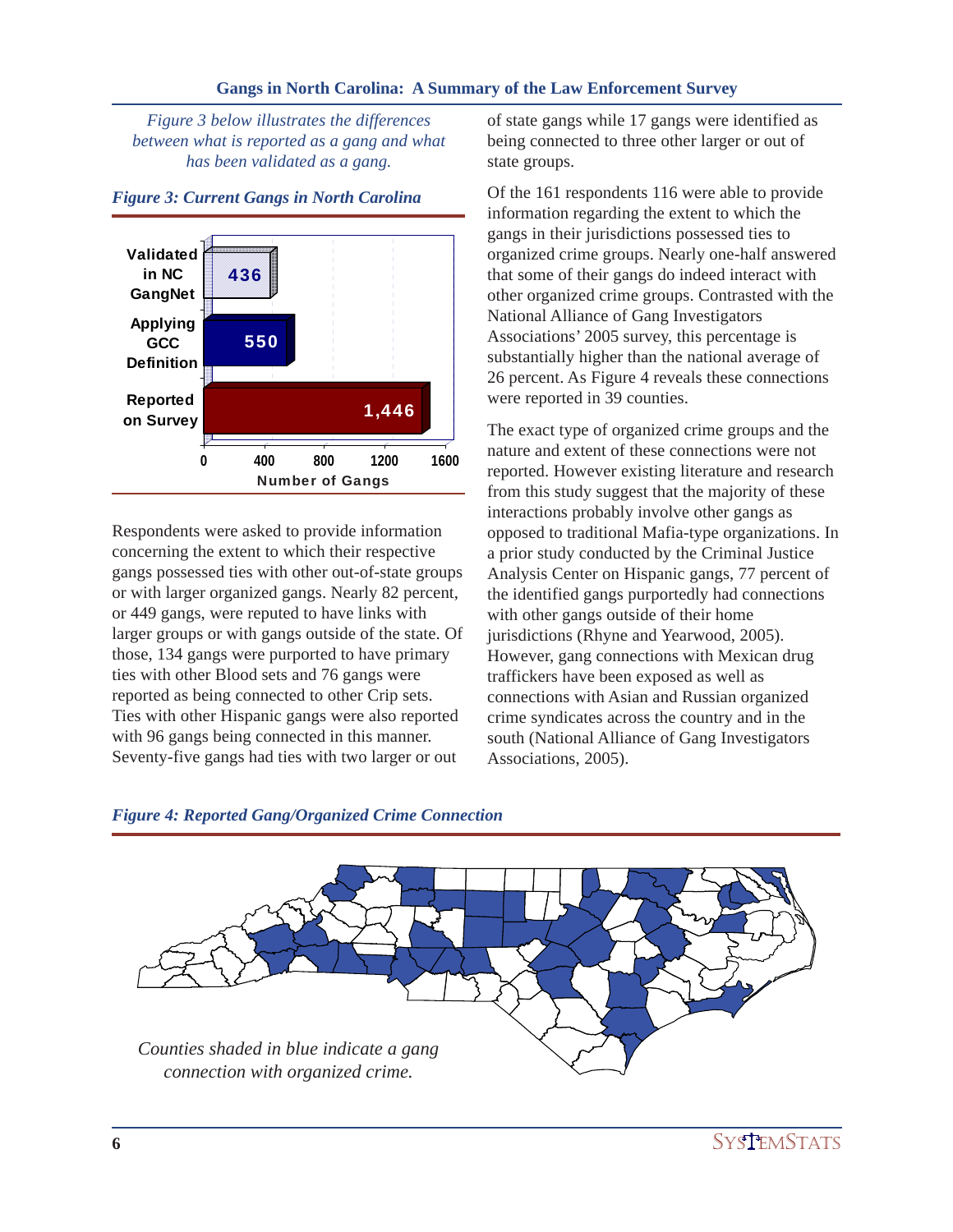*Figure 3 below illustrates the differences between what is reported as a gang and what has been validated as a gang.*

***Figure 3: Current Gangs in North Carolina***

| Category | Number of Gangs |
|---|---|
| Validated in NC GangNet | 436 |
| Applying GCC Definition | 550 |
| Reported on Survey | 1,446 |

Respondents were asked to provide information concerning the extent to which their respective gangs possessed ties with other out-of-state groups or with larger organized gangs. Nearly 82 percent, or 449 gangs, were reputed to have links with larger groups or with gangs outside of the state. Of those, 134 gangs were purported to have primary ties with other Blood sets and 76 gangs were reported as being connected to other Crip sets. Ties with other Hispanic gangs were also reported with 96 gangs being connected in this manner. Seventy-five gangs had ties with two larger or out of state gangs while 17 gangs were identified as being connected to three other larger or out of state groups.

Of the 161 respondents 116 were able to provide information regarding the extent to which the gangs in their jurisdictions possessed ties to organized crime groups. Nearly one-half answered that some of their gangs do indeed interact with other organized crime groups. Contrasted with the National Alliance of Gang Investigators Associations' 2005 survey, this percentage is substantially higher than the national average of 26 percent. As Figure 4 reveals these connections were reported in 39 counties.

The exact type of organized crime groups and the nature and extent of these connections were not reported. However existing literature and research from this study suggest that the majority of these interactions probably involve other gangs as opposed to traditional Mafia-type organizations. In a prior study conducted by the Criminal Justice Analysis Center on Hispanic gangs, 77 percent of the identified gangs purportedly had connections with other gangs outside of their home jurisdictions (Rhyne and Yearwood, 2005). However, gang connections with Mexican drug traffickers have been exposed as well as connections with Asian and Russian organized crime syndicates across the country and in the south (National Alliance of Gang Investigators Associations, 2005).

***Figure 4: Reported Gang/Organized Crime Connection***

*Counties shaded in blue indicate a gang connection with organized crime.*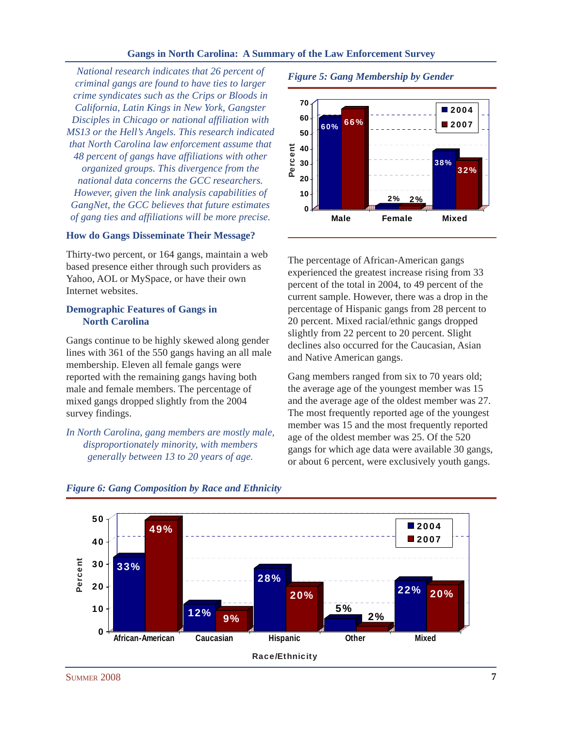*National research indicates that 26 percent of criminal gangs are found to have ties to larger crime syndicates such as the Crips or Bloods in California, Latin Kings in New York, Gangster Disciples in Chicago or national affiliation with MS13 or the Hell's Angels. This research indicated that North Carolina law enforcement assume that 48 percent of gangs have affiliations with other organized groups. This divergence from the national data concerns the GCC researchers. However, given the link analysis capabilities of GangNet, the GCC believes that future estimates of gang ties and affiliations will be more precise.*

## How do Gangs Disseminate Their Message?

Thirty-two percent, or 164 gangs, maintain a web based presence either through such providers as Yahoo, AOL or MySpace, or have their own Internet websites.

## Demographic Features of Gangs in North Carolina

Gangs continue to be highly skewed along gender lines with 361 of the 550 gangs having an all male membership. Eleven all female gangs were reported with the remaining gangs having both male and female members. The percentage of mixed gangs dropped slightly from the 2004 survey findings.

*In North Carolina, gang members are mostly male, disproportionately minority, with members generally between 13 to 20 years of age.*

*Figure 5: Gang Membership by Gender*

| | 2004 | 2007 |
|---|---|---|
| Male | 60% | 66% |
| Female | 2% | 2% |
| Mixed | 38% | 32% |

The percentage of African-American gangs experienced the greatest increase rising from 33 percent of the total in 2004, to 49 percent of the current sample. However, there was a drop in the percentage of Hispanic gangs from 28 percent to 20 percent. Mixed racial/ethnic gangs dropped slightly from 22 percent to 20 percent. Slight declines also occurred for the Caucasian, Asian and Native American gangs.

Gang members ranged from six to 70 years old; the average age of the youngest member was 15 and the average age of the oldest member was 27. The most frequently reported age of the youngest member was 15 and the most frequently reported age of the oldest member was 25. Of the 520 gangs for which age data were available 30 gangs, or about 6 percent, were exclusively youth gangs.

*Figure 6: Gang Composition by Race and Ethnicity*

| Race/Ethnicity | 2004 | 2007 |
|---|---|---|
| African-American | 33% | 49% |
| Caucasian | 12% | 9% |
| Hispanic | 28% | 20% |
| Other | 5% | 2% |
| Mixed | 22% | 20% |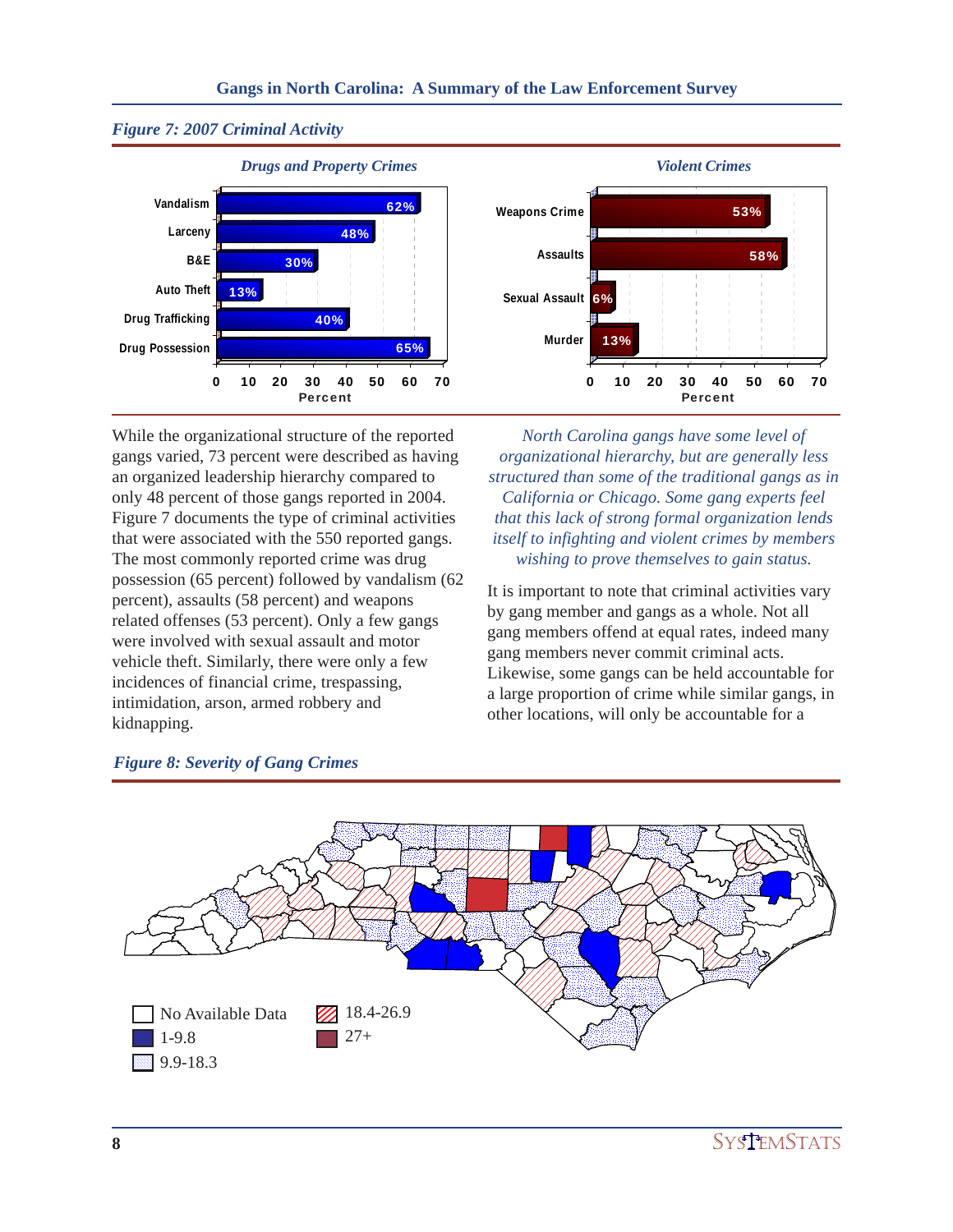*Figure 7: 2007 Criminal Activity*

*Drugs and Property Crimes*

| Crime | Percent |
|---|---|
| Vandalism | 62% |
| Larceny | 48% |
| B&E | 30% |
| Auto Theft | 13% |
| Drug Trafficking | 40% |
| Drug Possession | 65% |

*Violent Crimes*

| Crime | Percent |
|---|---|
| Weapons Crime | 53% |
| Assaults | 58% |
| Sexual Assault | 6% |
| Murder | 13% |

While the organizational structure of the reported gangs varied, 73 percent were described as having an organized leadership hierarchy compared to only 48 percent of those gangs reported in 2004. Figure 7 documents the type of criminal activities that were associated with the 550 reported gangs. The most commonly reported crime was drug possession (65 percent) followed by vandalism (62 percent), assaults (58 percent) and weapons related offenses (53 percent). Only a few gangs were involved with sexual assault and motor vehicle theft. Similarly, there were only a few incidences of financial crime, trespassing, intimidation, arson, armed robbery and kidnapping.

*North Carolina gangs have some level of organizational hierarchy, but are generally less structured than some of the traditional gangs as in California or Chicago. Some gang experts feel that this lack of strong formal organization lends itself to infighting and violent crimes by members wishing to prove themselves to gain status.*

It is important to note that criminal activities vary by gang member and gangs as a whole. Not all gang members offend at equal rates, indeed many gang members never commit criminal acts. Likewise, some gangs can be held accountable for a large proportion of crime while similar gangs, in other locations, will only be accountable for a

*Figure 8: Severity of Gang Crimes*

- No Available Data
- 1-9.8
- 9.9-18.3
- 18.4-26.9
- 27+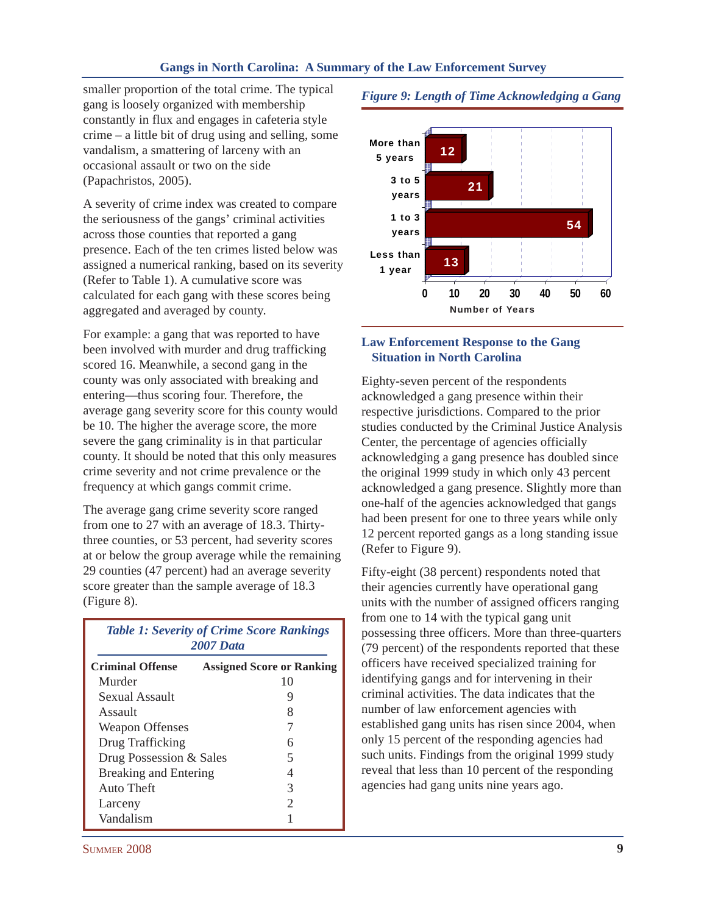smaller proportion of the total crime. The typical gang is loosely organized with membership constantly in flux and engages in cafeteria style crime – a little bit of drug using and selling, some vandalism, a smattering of larceny with an occasional assault or two on the side (Papachristos, 2005).

A severity of crime index was created to compare the seriousness of the gangs' criminal activities across those counties that reported a gang presence. Each of the ten crimes listed below was assigned a numerical ranking, based on its severity (Refer to Table 1). A cumulative score was calculated for each gang with these scores being aggregated and averaged by county.

For example: a gang that was reported to have been involved with murder and drug trafficking scored 16. Meanwhile, a second gang in the county was only associated with breaking and entering—thus scoring four. Therefore, the average gang severity score for this county would be 10. The higher the average score, the more severe the gang criminality is in that particular county. It should be noted that this only measures crime severity and not crime prevalence or the frequency at which gangs commit crime.

The average gang crime severity score ranged from one to 27 with an average of 18.3. Thirty-three counties, or 53 percent, had severity scores at or below the group average while the remaining 29 counties (47 percent) had an average severity score greater than the sample average of 18.3 (Figure 8).

*Table 1: Severity of Crime Score Rankings 2007 Data*

| Criminal Offense | Assigned Score or Ranking |
|---|---|
| Murder | 10 |
| Sexual Assault | 9 |
| Assault | 8 |
| Weapon Offenses | 7 |
| Drug Trafficking | 6 |
| Drug Possession & Sales | 5 |
| Breaking and Entering | 4 |
| Auto Theft | 3 |
| Larceny | 2 |
| Vandalism | 1 |

*Figure 9: Length of Time Acknowledging a Gang*

| Length of Time | Number of Years |
|---|---|
| More than 5 years | 12 |
| 3 to 5 years | 21 |
| 1 to 3 years | 54 |
| Less than 1 year | 13 |

## Law Enforcement Response to the Gang Situation in North Carolina

Eighty-seven percent of the respondents acknowledged a gang presence within their respective jurisdictions. Compared to the prior studies conducted by the Criminal Justice Analysis Center, the percentage of agencies officially acknowledging a gang presence has doubled since the original 1999 study in which only 43 percent acknowledged a gang presence. Slightly more than one-half of the agencies acknowledged that gangs had been present for one to three years while only 12 percent reported gangs as a long standing issue (Refer to Figure 9).

Fifty-eight (38 percent) respondents noted that their agencies currently have operational gang units with the number of assigned officers ranging from one to 14 with the typical gang unit possessing three officers. More than three-quarters (79 percent) of the respondents reported that these officers have received specialized training for identifying gangs and for intervening in their criminal activities. The data indicates that the number of law enforcement agencies with established gang units has risen since 2004, when only 15 percent of the responding agencies had such units. Findings from the original 1999 study reveal that less than 10 percent of the responding agencies had gang units nine years ago.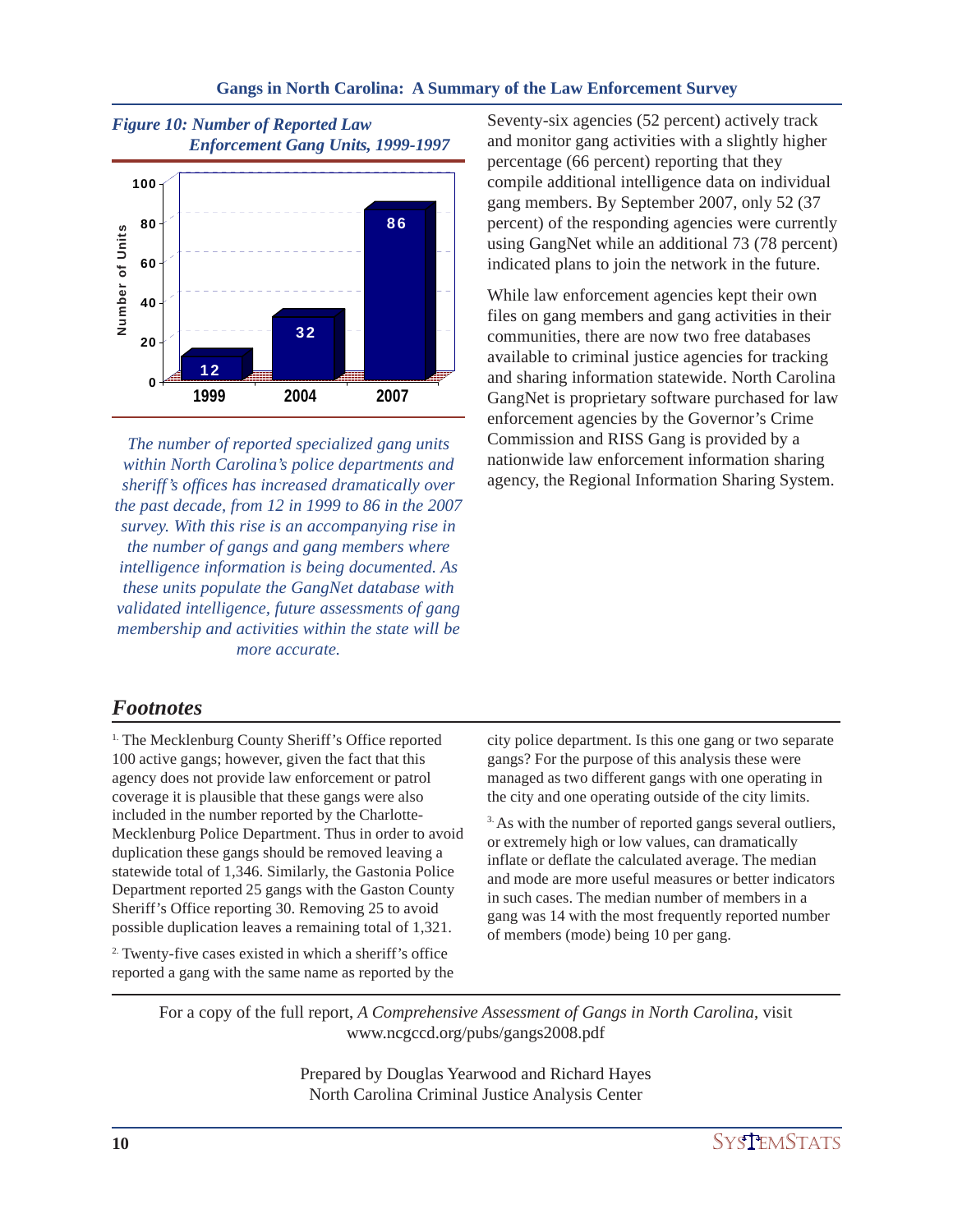*Figure 10: Number of Reported Law Enforcement Gang Units, 1999-1997*

| Year | Number of Units |
|---|---|
| 1999 | 12 |
| 2004 | 32 |
| 2007 | 86 |

*The number of reported specialized gang units within North Carolina's police departments and sheriff's offices has increased dramatically over the past decade, from 12 in 1999 to 86 in the 2007 survey. With this rise is an accompanying rise in the number of gangs and gang members where intelligence information is being documented. As these units populate the GangNet database with validated intelligence, future assessments of gang membership and activities within the state will be more accurate.*

Seventy-six agencies (52 percent) actively track and monitor gang activities with a slightly higher percentage (66 percent) reporting that they compile additional intelligence data on individual gang members. By September 2007, only 52 (37 percent) of the responding agencies were currently using GangNet while an additional 73 (78 percent) indicated plans to join the network in the future.

While law enforcement agencies kept their own files on gang members and gang activities in their communities, there are now two free databases available to criminal justice agencies for tracking and sharing information statewide. North Carolina GangNet is proprietary software purchased for law enforcement agencies by the Governor's Crime Commission and RISS Gang is provided by a nationwide law enforcement information sharing agency, the Regional Information Sharing System.

## *Footnotes*

[1] The Mecklenburg County Sheriff's Office reported 100 active gangs; however, given the fact that this agency does not provide law enforcement or patrol coverage it is plausible that these gangs were also included in the number reported by the Charlotte-Mecklenburg Police Department. Thus in order to avoid duplication these gangs should be removed leaving a statewide total of 1,346. Similarly, the Gastonia Police Department reported 25 gangs with the Gaston County Sheriff's Office reporting 30. Removing 25 to avoid possible duplication leaves a remaining total of 1,321.

[2] Twenty-five cases existed in which a sheriff's office reported a gang with the same name as reported by the city police department. Is this one gang or two separate gangs? For the purpose of this analysis these were managed as two different gangs with one operating in the city and one operating outside of the city limits.

[3] As with the number of reported gangs several outliers, or extremely high or low values, can dramatically inflate or deflate the calculated average. The median and mode are more useful measures or better indicators in such cases. The median number of members in a gang was 14 with the most frequently reported number of members (mode) being 10 per gang.

For a copy of the full report, *A Comprehensive Assessment of Gangs in North Carolina*, visit www.ncgccd.org/pubs/gangs2008.pdf

Prepared by Douglas Yearwood and Richard Hayes
North Carolina Criminal Justice Analysis Center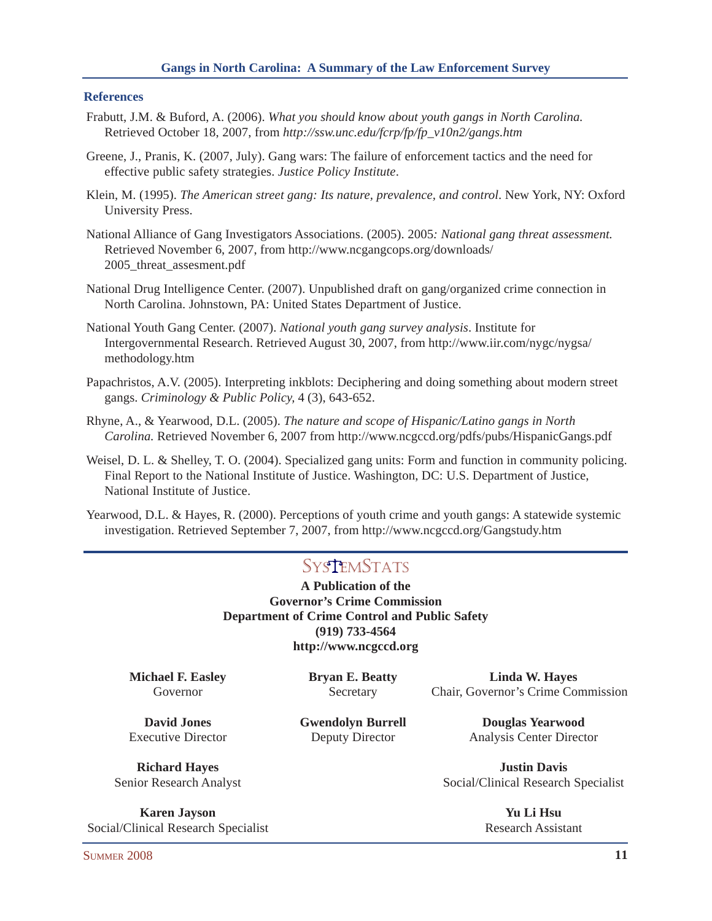## References

Frabutt, J.M. & Buford, A. (2006). *What you should know about youth gangs in North Carolina.* Retrieved October 18, 2007, from *http://ssw.unc.edu/fcrp/fp/fp_v10n2/gangs.htm*

Greene, J., Pranis, K. (2007, July). Gang wars: The failure of enforcement tactics and the need for effective public safety strategies. *Justice Policy Institute*.

Klein, M. (1995). *The American street gang: Its nature, prevalence, and control*. New York, NY: Oxford University Press.

National Alliance of Gang Investigators Associations. (2005). 2005*: National gang threat assessment.* Retrieved November 6, 2007, from http://www.ncgangcops.org/downloads/2005_threat_assesment.pdf

National Drug Intelligence Center. (2007). Unpublished draft on gang/organized crime connection in North Carolina. Johnstown, PA: United States Department of Justice.

National Youth Gang Center. (2007). *National youth gang survey analysis*. Institute for Intergovernmental Research. Retrieved August 30, 2007, from http://www.iir.com/nygc/nygsa/methodology.htm

Papachristos, A.V. (2005). Interpreting inkblots: Deciphering and doing something about modern street gangs. *Criminology & Public Policy,* 4 (3), 643-652.

Rhyne, A., & Yearwood, D.L. (2005). *The nature and scope of Hispanic/Latino gangs in North Carolina.* Retrieved November 6, 2007 from http://www.ncgccd.org/pdfs/pubs/HispanicGangs.pdf

Weisel, D. L. & Shelley, T. O. (2004). Specialized gang units: Form and function in community policing. Final Report to the National Institute of Justice. Washington, DC: U.S. Department of Justice, National Institute of Justice.

Yearwood, D.L. & Hayes, R. (2000). Perceptions of youth crime and youth gangs: A statewide systemic investigation. Retrieved September 7, 2007, from http://www.ncgccd.org/Gangstudy.htm

---

SystemStats

**A Publication of the**
**Governor's Crime Commission**
**Department of Crime Control and Public Safety**
**(919) 733-4564**
**http://www.ncgccd.org**

**Michael F. Easley**
Governor

**Bryan E. Beatty**
Secretary

**Linda W. Hayes**
Chair, Governor's Crime Commission

**David Jones**
Executive Director

**Gwendolyn Burrell**
Deputy Director

**Douglas Yearwood**
Analysis Center Director

**Richard Hayes**
Senior Research Analyst

**Justin Davis**
Social/Clinical Research Specialist

**Karen Jayson**
Social/Clinical Research Specialist

**Yu Li Hsu**
Research Assistant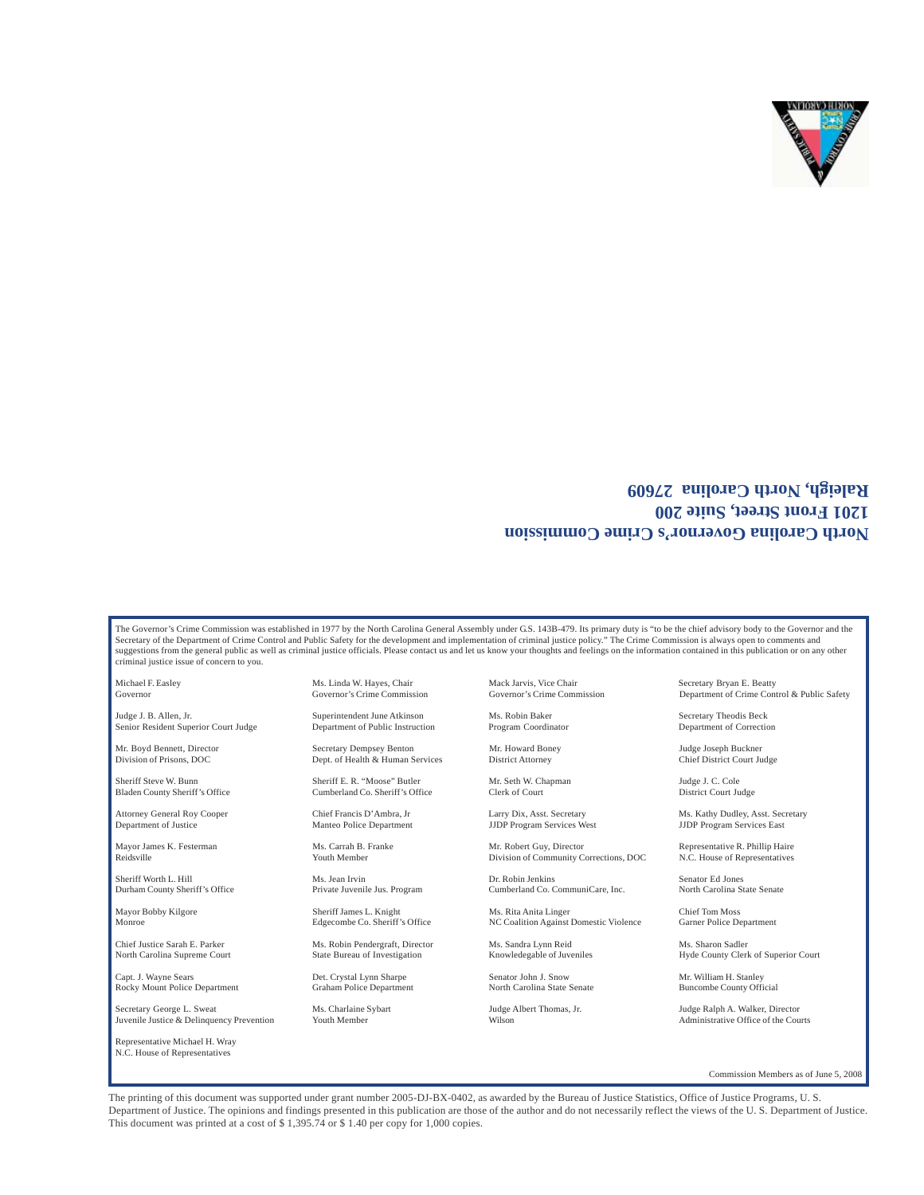**North Carolina Governor's Crime Commission**
**1201 Front Street, Suite 200**
**Raleigh, North Carolina 27609**

The Governor's Crime Commission was established in 1977 by the North Carolina General Assembly under G.S. 143B-479. Its primary duty is "to be the chief advisory body to the Governor and the Secretary of the Department of Crime Control and Public Safety for the development and implementation of criminal justice policy." The Crime Commission is always open to comments and suggestions from the general public as well as criminal justice officials. Please contact us and let us know your thoughts and feelings on the information contained in this publication or on any other criminal justice issue of concern to you.

Michael F. Easley
Governor

Ms. Linda W. Hayes, Chair
Governor's Crime Commission

Mack Jarvis, Vice Chair
Governor's Crime Commission

Secretary Bryan E. Beatty
Department of Crime Control & Public Safety

Judge J. B. Allen, Jr.
Senior Resident Superior Court Judge

Superintendent June Atkinson
Department of Public Instruction

Ms. Robin Baker
Program Coordinator

Secretary Theodis Beck
Department of Correction

Mr. Boyd Bennett, Director
Division of Prisons, DOC

Secretary Dempsey Benton
Dept. of Health & Human Services

Mr. Howard Boney
District Attorney

Judge Joseph Buckner
Chief District Court Judge

Sheriff Steve W. Bunn
Bladen County Sheriff's Office

Sheriff E. R. "Moose" Butler
Cumberland Co. Sheriff's Office

Mr. Seth W. Chapman
Clerk of Court

Judge J. C. Cole
District Court Judge

Attorney General Roy Cooper
Department of Justice

Chief Francis D'Ambra, Jr
Manteo Police Department

Larry Dix, Asst. Secretary
JJDP Program Services West

Ms. Kathy Dudley, Asst. Secretary
JJDP Program Services East

Mayor James K. Festerman
Reidsville

Ms. Carrah B. Franke
Youth Member

Mr. Robert Guy, Director
Division of Community Corrections, DOC

Representative R. Phillip Haire
N.C. House of Representatives

Sheriff Worth L. Hill
Durham County Sheriff's Office

Ms. Jean Irvin
Private Juvenile Jus. Program

Dr. Robin Jenkins
Cumberland Co. CommuniCare, Inc.

Senator Ed Jones
North Carolina State Senate

Mayor Bobby Kilgore
Monroe

Sheriff James L. Knight
Edgecombe Co. Sheriff's Office

Ms. Rita Anita Linger
NC Coalition Against Domestic Violence

Chief Tom Moss
Garner Police Department

Chief Justice Sarah E. Parker
North Carolina Supreme Court

Ms. Robin Pendergraft, Director
State Bureau of Investigation

Ms. Sandra Lynn Reid
Knowledegable of Juveniles

Ms. Sharon Sadler
Hyde County Clerk of Superior Court

Capt. J. Wayne Sears
Rocky Mount Police Department

Det. Crystal Lynn Sharpe
Graham Police Department

Senator John J. Snow
North Carolina State Senate

Mr. William H. Stanley
Buncombe County Official

Secretary George L. Sweat
Juvenile Justice & Delinquency Prevention

Ms. Charlaine Sybart
Youth Member

Judge Albert Thomas, Jr.
Wilson

Judge Ralph A. Walker, Director
Administrative Office of the Courts

Representative Michael H. Wray
N.C. House of Representatives

Commission Members as of June 5, 2008

The printing of this document was supported under grant number 2005-DJ-BX-0402, as awarded by the Bureau of Justice Statistics, Office of Justice Programs, U. S. Department of Justice. The opinions and findings presented in this publication are those of the author and do not necessarily reflect the views of the U. S. Department of Justice. This document was printed at a cost of $ 1,395.74 or $ 1.40 per copy for 1,000 copies.